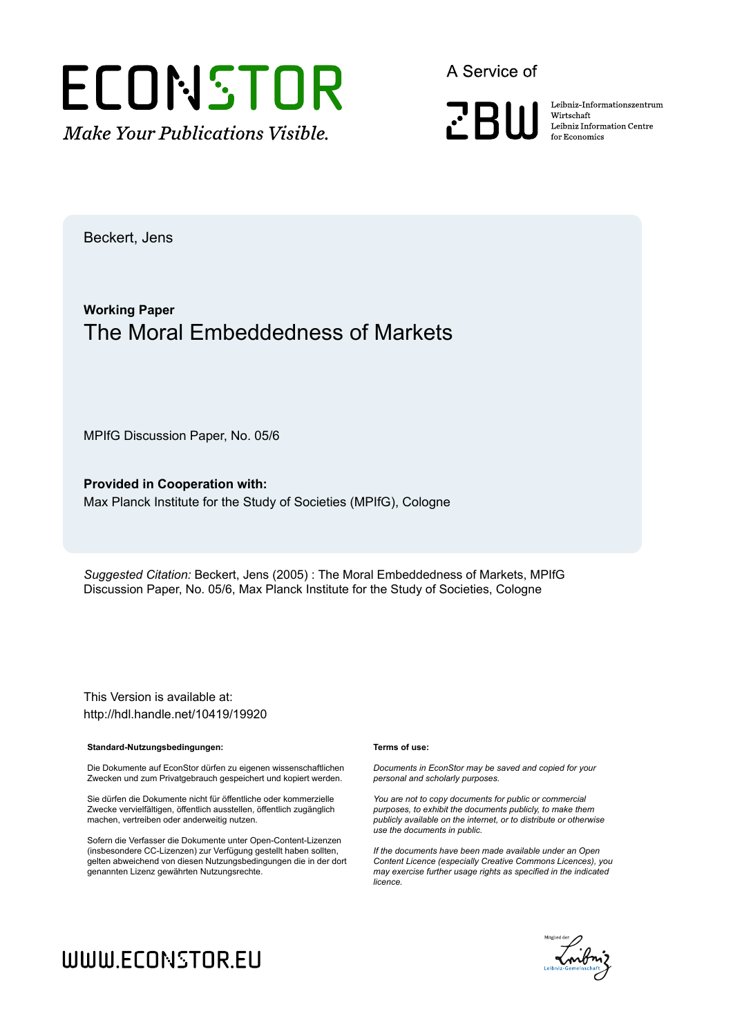ECONSTOR
*Make Your Publications Visible.*

A Service of

ZBW

Leibniz-Informationszentrum Wirtschaft
Leibniz Information Centre for Economics

Beckert, Jens

**Working Paper**

# The Moral Embeddedness of Markets

MPIfG Discussion Paper, No. 05/6

**Provided in Cooperation with:**
Max Planck Institute for the Study of Societies (MPIfG), Cologne

*Suggested Citation:* Beckert, Jens (2005) : The Moral Embeddedness of Markets, MPIfG Discussion Paper, No. 05/6, Max Planck Institute for the Study of Societies, Cologne

This Version is available at:
http://hdl.handle.net/10419/19920

**Standard-Nutzungsbedingungen:**

Die Dokumente auf EconStor dürfen zu eigenen wissenschaftlichen Zwecken und zum Privatgebrauch gespeichert und kopiert werden.

Sie dürfen die Dokumente nicht für öffentliche oder kommerzielle Zwecke vervielfältigen, öffentlich ausstellen, öffentlich zugänglich machen, vertreiben oder anderweitig nutzen.

Sofern die Verfasser die Dokumente unter Open-Content-Lizenzen (insbesondere CC-Lizenzen) zur Verfügung gestellt haben sollten, gelten abweichend von diesen Nutzungsbedingungen die in der dort genannten Lizenz gewährten Nutzungsrechte.

**Terms of use:**

*Documents in EconStor may be saved and copied for your personal and scholarly purposes.*

*You are not to copy documents for public or commercial purposes, to exhibit the documents publicly, to make them publicly available on the internet, or to distribute or otherwise use the documents in public.*

*If the documents have been made available under an Open Content Licence (especially Creative Commons Licences), you may exercise further usage rights as specified in the indicated licence.*

WWW.ECONSTOR.EU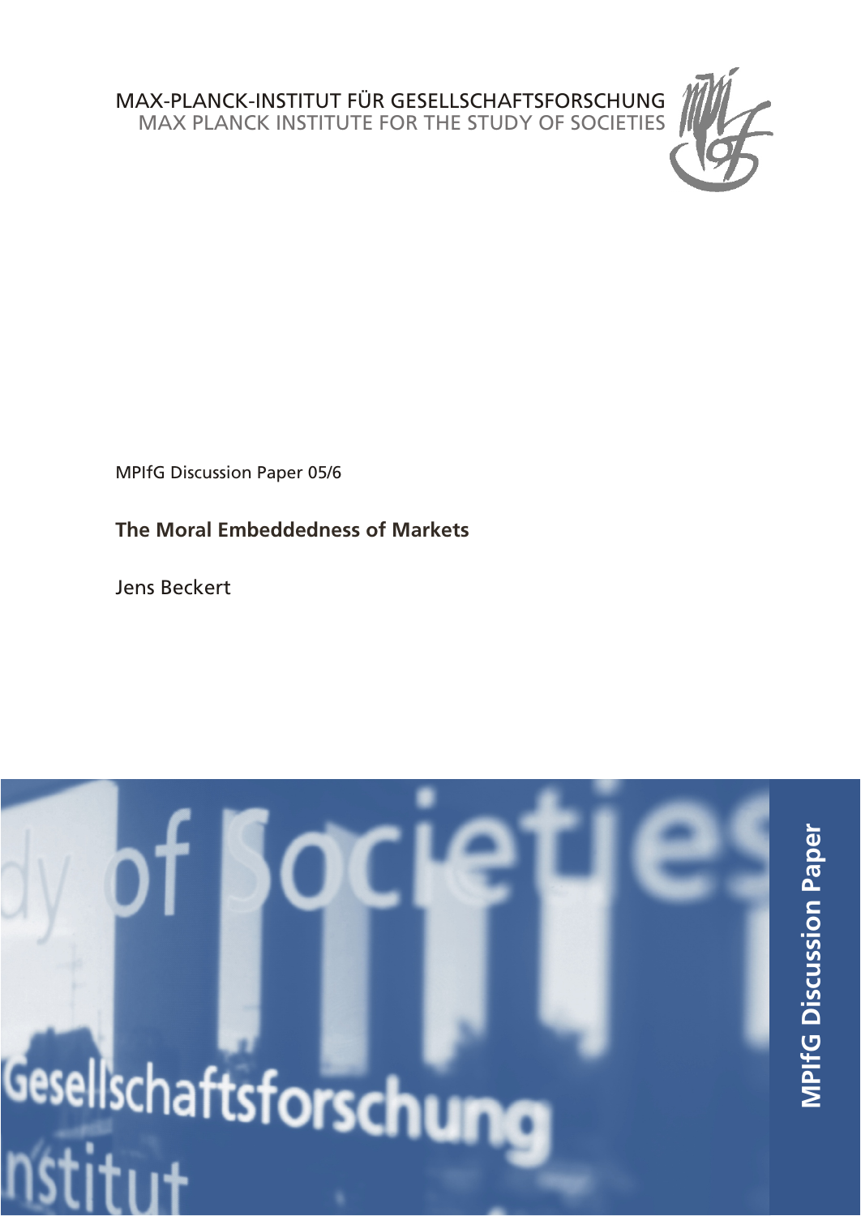MAX-PLANCK-INSTITUT FÜR GESELLSCHAFTSFORSCHUNG
MAX PLANCK INSTITUTE FOR THE STUDY OF SOCIETIES

MPIfG Discussion Paper 05/6

**The Moral Embeddedness of Markets**

Jens Beckert

MPIfG Discussion Paper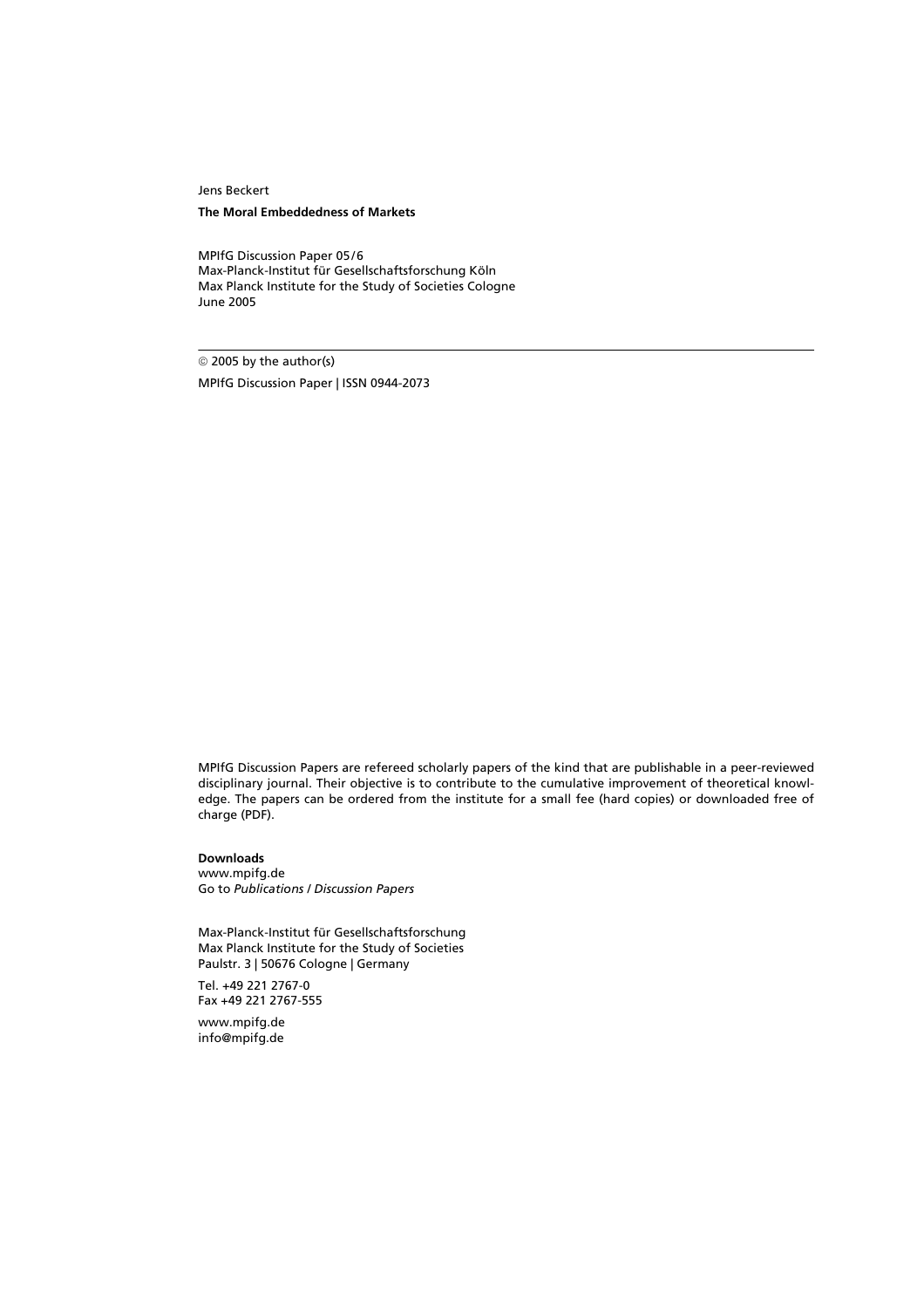Jens Beckert

**The Moral Embeddedness of Markets**

MPIfG Discussion Paper 05/6
Max-Planck-Institut für Gesellschaftsforschung Köln
Max Planck Institute for the Study of Societies Cologne
June 2005

---

© 2005 by the author(s)

MPIfG Discussion Paper | ISSN 0944-2073

MPIfG Discussion Papers are refereed scholarly papers of the kind that are publishable in a peer-reviewed disciplinary journal. Their objective is to contribute to the cumulative improvement of theoretical knowledge. The papers can be ordered from the institute for a small fee (hard copies) or downloaded free of charge (PDF).

**Downloads**
www.mpifg.de
Go to *Publications / Discussion Papers*

Max-Planck-Institut für Gesellschaftsforschung
Max Planck Institute for the Study of Societies
Paulstr. 3 | 50676 Cologne | Germany

Tel. +49 221 2767-0
Fax +49 221 2767-555

www.mpifg.de
info@mpifg.de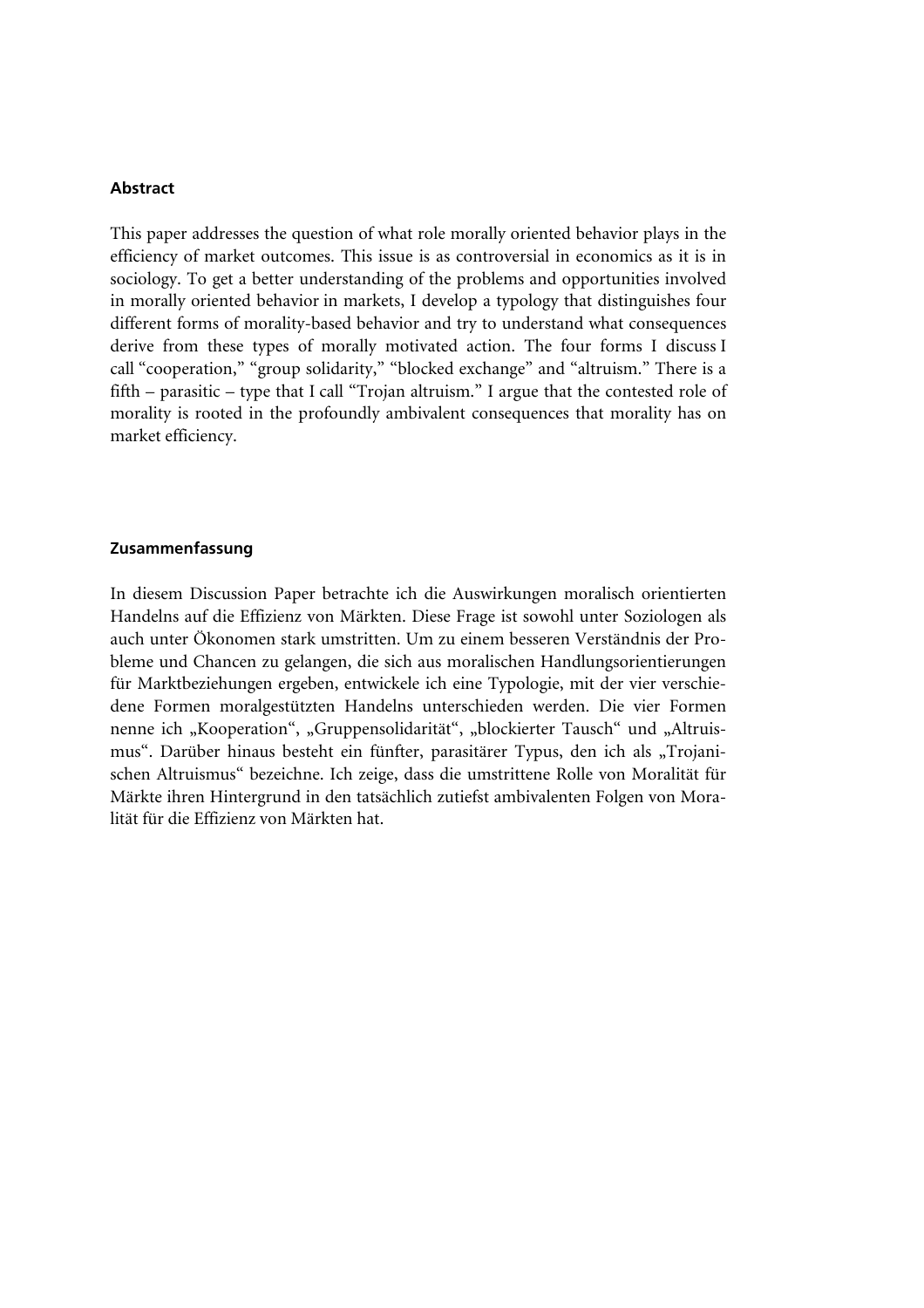## Abstract

This paper addresses the question of what role morally oriented behavior plays in the efficiency of market outcomes. This issue is as controversial in economics as it is in sociology. To get a better understanding of the problems and opportunities involved in morally oriented behavior in markets, I develop a typology that distinguishes four different forms of morality-based behavior and try to understand what consequences derive from these types of morally motivated action. The four forms I discuss I call "cooperation," "group solidarity," "blocked exchange" and "altruism." There is a fifth – parasitic – type that I call "Trojan altruism." I argue that the contested role of morality is rooted in the profoundly ambivalent consequences that morality has on market efficiency.

## Zusammenfassung

In diesem Discussion Paper betrachte ich die Auswirkungen moralisch orientierten Handelns auf die Effizienz von Märkten. Diese Frage ist sowohl unter Soziologen als auch unter Ökonomen stark umstritten. Um zu einem besseren Verständnis der Probleme und Chancen zu gelangen, die sich aus moralischen Handlungsorientierungen für Marktbeziehungen ergeben, entwickele ich eine Typologie, mit der vier verschiedene Formen moralgestützten Handelns unterschieden werden. Die vier Formen nenne ich „Kooperation", „Gruppensolidarität", „blockierter Tausch" und „Altruismus". Darüber hinaus besteht ein fünfter, parasitärer Typus, den ich als „Trojanischen Altruismus" bezeichne. Ich zeige, dass die umstrittene Rolle von Moralität für Märkte ihren Hintergrund in den tatsächlich zutiefst ambivalenten Folgen von Moralität für die Effizienz von Märkten hat.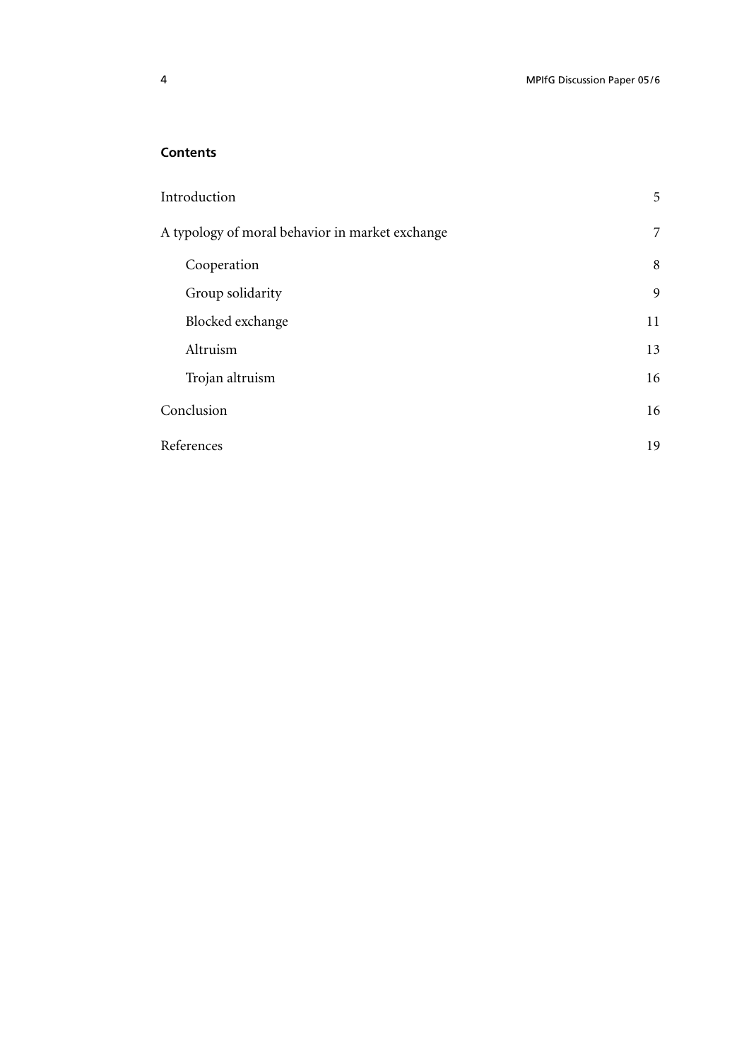**Contents**

| | |
|---|---|
| Introduction | 5 |
| A typology of moral behavior in market exchange | 7 |
| Cooperation | 8 |
| Group solidarity | 9 |
| Blocked exchange | 11 |
| Altruism | 13 |
| Trojan altruism | 16 |
| Conclusion | 16 |
| References | 19 |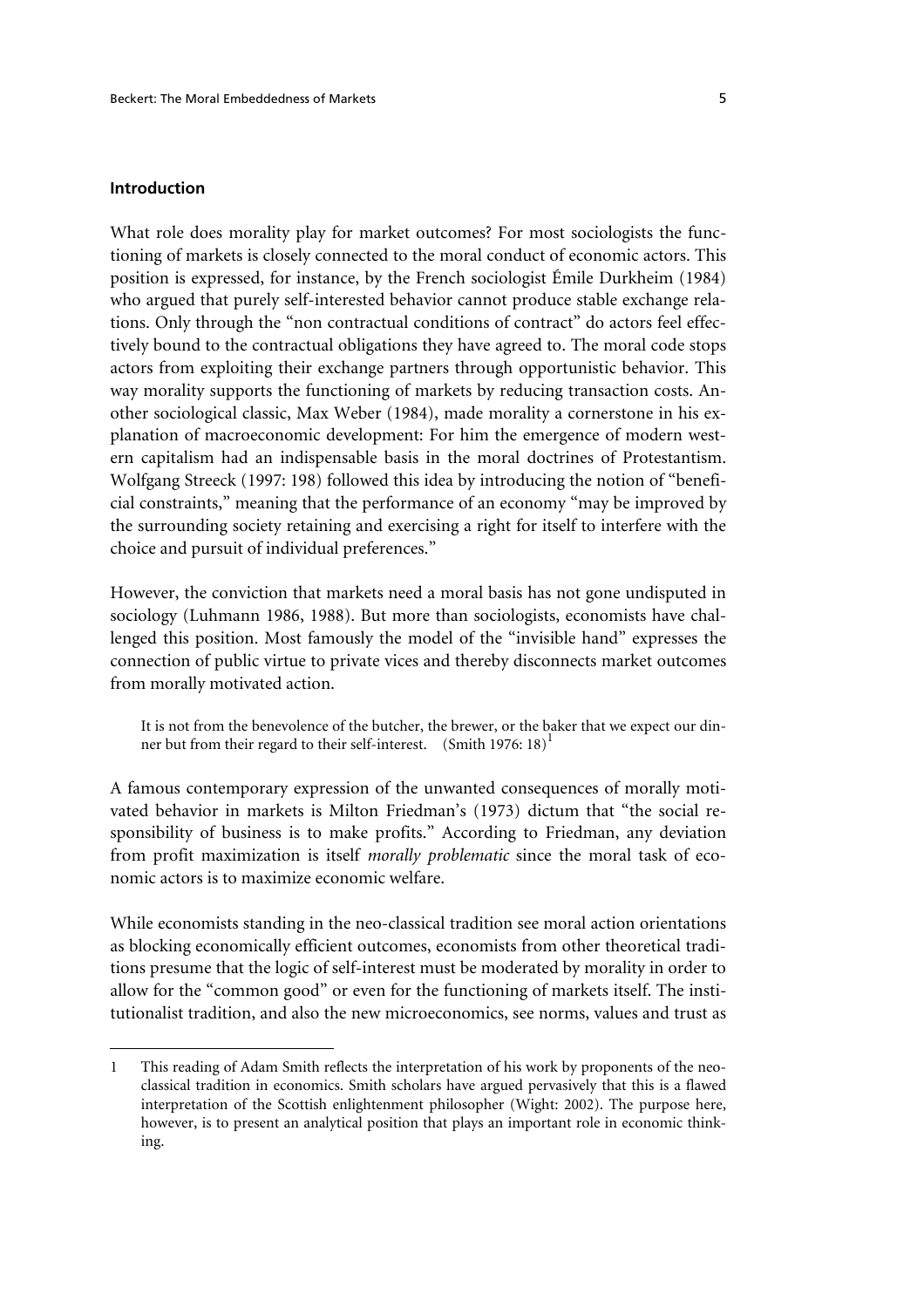## Introduction

What role does morality play for market outcomes? For most sociologists the functioning of markets is closely connected to the moral conduct of economic actors. This position is expressed, for instance, by the French sociologist Émile Durkheim (1984) who argued that purely self-interested behavior cannot produce stable exchange relations. Only through the "non contractual conditions of contract" do actors feel effectively bound to the contractual obligations they have agreed to. The moral code stops actors from exploiting their exchange partners through opportunistic behavior. This way morality supports the functioning of markets by reducing transaction costs. Another sociological classic, Max Weber (1984), made morality a cornerstone in his explanation of macroeconomic development: For him the emergence of modern western capitalism had an indispensable basis in the moral doctrines of Protestantism. Wolfgang Streeck (1997: 198) followed this idea by introducing the notion of "beneficial constraints," meaning that the performance of an economy "may be improved by the surrounding society retaining and exercising a right for itself to interfere with the choice and pursuit of individual preferences."

However, the conviction that markets need a moral basis has not gone undisputed in sociology (Luhmann 1986, 1988). But more than sociologists, economists have challenged this position. Most famously the model of the "invisible hand" expresses the connection of public virtue to private vices and thereby disconnects market outcomes from morally motivated action.

> It is not from the benevolence of the butcher, the brewer, or the baker that we expect our dinner but from their regard to their self-interest. (Smith 1976: 18)[1]

A famous contemporary expression of the unwanted consequences of morally motivated behavior in markets is Milton Friedman's (1973) dictum that "the social responsibility of business is to make profits." According to Friedman, any deviation from profit maximization is itself *morally problematic* since the moral task of economic actors is to maximize economic welfare.

While economists standing in the neo-classical tradition see moral action orientations as blocking economically efficient outcomes, economists from other theoretical traditions presume that the logic of self-interest must be moderated by morality in order to allow for the "common good" or even for the functioning of markets itself. The institutionalist tradition, and also the new microeconomics, see norms, values and trust as

---

1 This reading of Adam Smith reflects the interpretation of his work by proponents of the neo-classical tradition in economics. Smith scholars have argued pervasively that this is a flawed interpretation of the Scottish enlightenment philosopher (Wight: 2002). The purpose here, however, is to present an analytical position that plays an important role in economic thinking.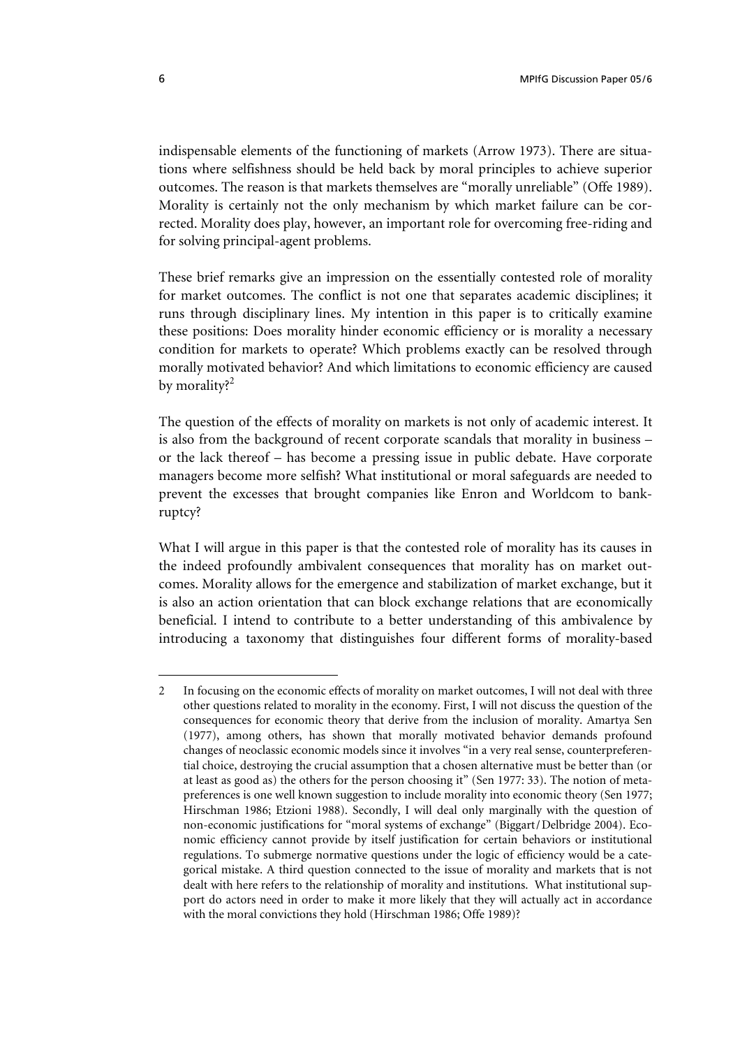indispensable elements of the functioning of markets (Arrow 1973). There are situations where selfishness should be held back by moral principles to achieve superior outcomes. The reason is that markets themselves are "morally unreliable" (Offe 1989). Morality is certainly not the only mechanism by which market failure can be corrected. Morality does play, however, an important role for overcoming free-riding and for solving principal-agent problems.

These brief remarks give an impression on the essentially contested role of morality for market outcomes. The conflict is not one that separates academic disciplines; it runs through disciplinary lines. My intention in this paper is to critically examine these positions: Does morality hinder economic efficiency or is morality a necessary condition for markets to operate? Which problems exactly can be resolved through morally motivated behavior? And which limitations to economic efficiency are caused by morality?[2]

The question of the effects of morality on markets is not only of academic interest. It is also from the background of recent corporate scandals that morality in business – or the lack thereof – has become a pressing issue in public debate. Have corporate managers become more selfish? What institutional or moral safeguards are needed to prevent the excesses that brought companies like Enron and Worldcom to bankruptcy?

What I will argue in this paper is that the contested role of morality has its causes in the indeed profoundly ambivalent consequences that morality has on market outcomes. Morality allows for the emergence and stabilization of market exchange, but it is also an action orientation that can block exchange relations that are economically beneficial. I intend to contribute to a better understanding of this ambivalence by introducing a taxonomy that distinguishes four different forms of morality-based

---

2 In focusing on the economic effects of morality on market outcomes, I will not deal with three other questions related to morality in the economy. First, I will not discuss the question of the consequences for economic theory that derive from the inclusion of morality. Amartya Sen (1977), among others, has shown that morally motivated behavior demands profound changes of neoclassic economic models since it involves "in a very real sense, counterpreferential choice, destroying the crucial assumption that a chosen alternative must be better than (or at least as good as) the others for the person choosing it" (Sen 1977: 33). The notion of metapreferences is one well known suggestion to include morality into economic theory (Sen 1977; Hirschman 1986; Etzioni 1988). Secondly, I will deal only marginally with the question of non-economic justifications for "moral systems of exchange" (Biggart/Delbridge 2004). Economic efficiency cannot provide by itself justification for certain behaviors or institutional regulations. To submerge normative questions under the logic of efficiency would be a categorical mistake. A third question connected to the issue of morality and markets that is not dealt with here refers to the relationship of morality and institutions. What institutional support do actors need in order to make it more likely that they will actually act in accordance with the moral convictions they hold (Hirschman 1986; Offe 1989)?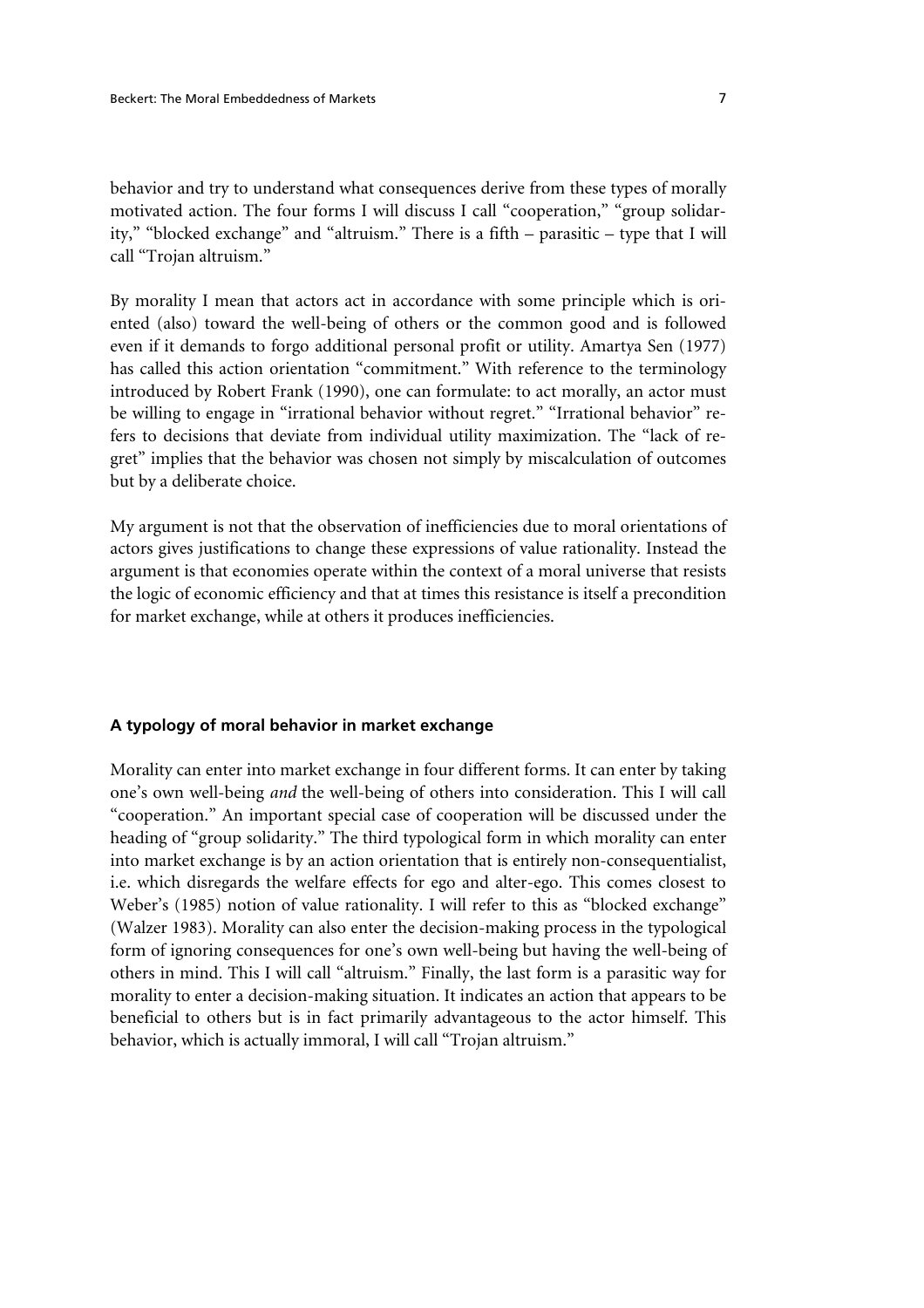behavior and try to understand what consequences derive from these types of morally motivated action. The four forms I will discuss I call "cooperation," "group solidarity," "blocked exchange" and "altruism." There is a fifth – parasitic – type that I will call "Trojan altruism."

By morality I mean that actors act in accordance with some principle which is oriented (also) toward the well-being of others or the common good and is followed even if it demands to forgo additional personal profit or utility. Amartya Sen (1977) has called this action orientation "commitment." With reference to the terminology introduced by Robert Frank (1990), one can formulate: to act morally, an actor must be willing to engage in "irrational behavior without regret." "Irrational behavior" refers to decisions that deviate from individual utility maximization. The "lack of regret" implies that the behavior was chosen not simply by miscalculation of outcomes but by a deliberate choice.

My argument is not that the observation of inefficiencies due to moral orientations of actors gives justifications to change these expressions of value rationality. Instead the argument is that economies operate within the context of a moral universe that resists the logic of economic efficiency and that at times this resistance is itself a precondition for market exchange, while at others it produces inefficiencies.

## A typology of moral behavior in market exchange

Morality can enter into market exchange in four different forms. It can enter by taking one's own well-being *and* the well-being of others into consideration. This I will call "cooperation." An important special case of cooperation will be discussed under the heading of "group solidarity." The third typological form in which morality can enter into market exchange is by an action orientation that is entirely non-consequentialist, i.e. which disregards the welfare effects for ego and alter-ego. This comes closest to Weber's (1985) notion of value rationality. I will refer to this as "blocked exchange" (Walzer 1983). Morality can also enter the decision-making process in the typological form of ignoring consequences for one's own well-being but having the well-being of others in mind. This I will call "altruism." Finally, the last form is a parasitic way for morality to enter a decision-making situation. It indicates an action that appears to be beneficial to others but is in fact primarily advantageous to the actor himself. This behavior, which is actually immoral, I will call "Trojan altruism."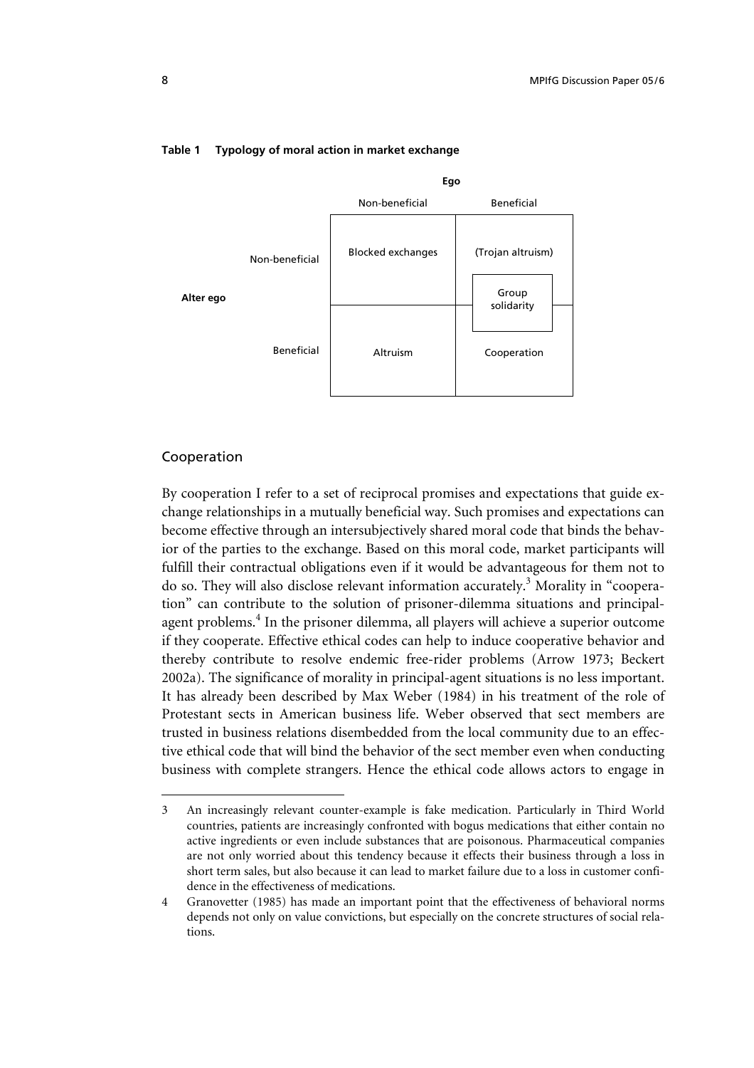**Table 1 Typology of moral action in market exchange**

| | | Ego | |
|---|---|---|---|
| | | Non-beneficial | Beneficial |
| **Alter ego** | Non-beneficial | Blocked exchanges | (Trojan altruism) |
| | | | Group solidarity |
| | Beneficial | Altruism | Cooperation |

## Cooperation

By cooperation I refer to a set of reciprocal promises and expectations that guide exchange relationships in a mutually beneficial way. Such promises and expectations can become effective through an intersubjectively shared moral code that binds the behavior of the parties to the exchange. Based on this moral code, market participants will fulfill their contractual obligations even if it would be advantageous for them not to do so. They will also disclose relevant information accurately.[3] Morality in "cooperation" can contribute to the solution of prisoner-dilemma situations and principal-agent problems.[4] In the prisoner dilemma, all players will achieve a superior outcome if they cooperate. Effective ethical codes can help to induce cooperative behavior and thereby contribute to resolve endemic free-rider problems (Arrow 1973; Beckert 2002a). The significance of morality in principal-agent situations is no less important. It has already been described by Max Weber (1984) in his treatment of the role of Protestant sects in American business life. Weber observed that sect members are trusted in business relations disembedded from the local community due to an effective ethical code that will bind the behavior of the sect member even when conducting business with complete strangers. Hence the ethical code allows actors to engage in

---

3 An increasingly relevant counter-example is fake medication. Particularly in Third World countries, patients are increasingly confronted with bogus medications that either contain no active ingredients or even include substances that are poisonous. Pharmaceutical companies are not only worried about this tendency because it effects their business through a loss in short term sales, but also because it can lead to market failure due to a loss in customer confidence in the effectiveness of medications.

4 Granovetter (1985) has made an important point that the effectiveness of behavioral norms depends not only on value convictions, but especially on the concrete structures of social relations.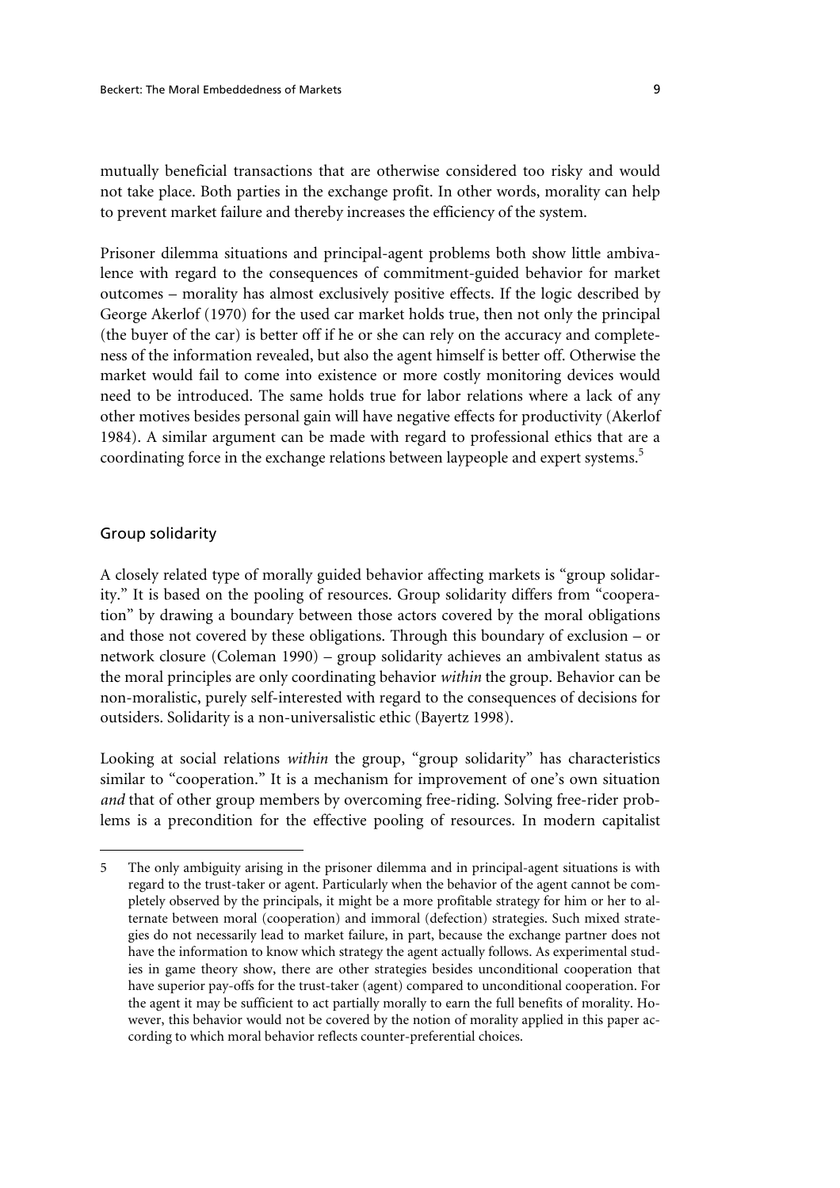mutually beneficial transactions that are otherwise considered too risky and would not take place. Both parties in the exchange profit. In other words, morality can help to prevent market failure and thereby increases the efficiency of the system.

Prisoner dilemma situations and principal-agent problems both show little ambivalence with regard to the consequences of commitment-guided behavior for market outcomes – morality has almost exclusively positive effects. If the logic described by George Akerlof (1970) for the used car market holds true, then not only the principal (the buyer of the car) is better off if he or she can rely on the accuracy and completeness of the information revealed, but also the agent himself is better off. Otherwise the market would fail to come into existence or more costly monitoring devices would need to be introduced. The same holds true for labor relations where a lack of any other motives besides personal gain will have negative effects for productivity (Akerlof 1984). A similar argument can be made with regard to professional ethics that are a coordinating force in the exchange relations between laypeople and expert systems.[5]

## Group solidarity

A closely related type of morally guided behavior affecting markets is "group solidarity." It is based on the pooling of resources. Group solidarity differs from "cooperation" by drawing a boundary between those actors covered by the moral obligations and those not covered by these obligations. Through this boundary of exclusion – or network closure (Coleman 1990) – group solidarity achieves an ambivalent status as the moral principles are only coordinating behavior *within* the group. Behavior can be non-moralistic, purely self-interested with regard to the consequences of decisions for outsiders. Solidarity is a non-universalistic ethic (Bayertz 1998).

Looking at social relations *within* the group, "group solidarity" has characteristics similar to "cooperation." It is a mechanism for improvement of one's own situation *and* that of other group members by overcoming free-riding. Solving free-rider problems is a precondition for the effective pooling of resources. In modern capitalist

---

5 The only ambiguity arising in the prisoner dilemma and in principal-agent situations is with regard to the trust-taker or agent. Particularly when the behavior of the agent cannot be completely observed by the principals, it might be a more profitable strategy for him or her to alternate between moral (cooperation) and immoral (defection) strategies. Such mixed strategies do not necessarily lead to market failure, in part, because the exchange partner does not have the information to know which strategy the agent actually follows. As experimental studies in game theory show, there are other strategies besides unconditional cooperation that have superior pay-offs for the trust-taker (agent) compared to unconditional cooperation. For the agent it may be sufficient to act partially morally to earn the full benefits of morality. However, this behavior would not be covered by the notion of morality applied in this paper according to which moral behavior reflects counter-preferential choices.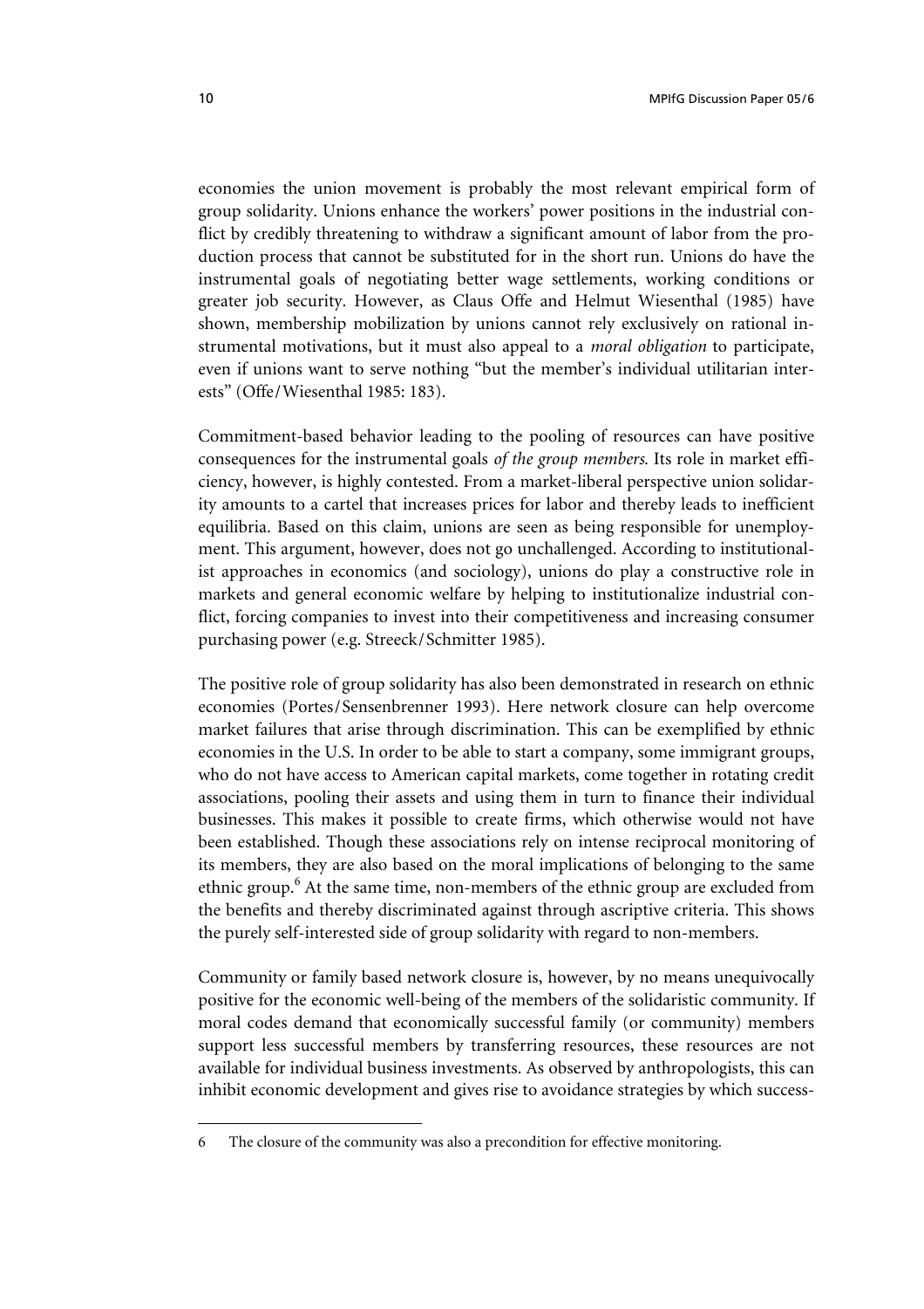economies the union movement is probably the most relevant empirical form of group solidarity. Unions enhance the workers' power positions in the industrial conflict by credibly threatening to withdraw a significant amount of labor from the production process that cannot be substituted for in the short run. Unions do have the instrumental goals of negotiating better wage settlements, working conditions or greater job security. However, as Claus Offe and Helmut Wiesenthal (1985) have shown, membership mobilization by unions cannot rely exclusively on rational instrumental motivations, but it must also appeal to a *moral obligation* to participate, even if unions want to serve nothing "but the member's individual utilitarian interests" (Offe/Wiesenthal 1985: 183).

Commitment-based behavior leading to the pooling of resources can have positive consequences for the instrumental goals *of the group members.* Its role in market efficiency, however, is highly contested. From a market-liberal perspective union solidarity amounts to a cartel that increases prices for labor and thereby leads to inefficient equilibria. Based on this claim, unions are seen as being responsible for unemployment. This argument, however, does not go unchallenged. According to institutionalist approaches in economics (and sociology), unions do play a constructive role in markets and general economic welfare by helping to institutionalize industrial conflict, forcing companies to invest into their competitiveness and increasing consumer purchasing power (e.g. Streeck/Schmitter 1985).

The positive role of group solidarity has also been demonstrated in research on ethnic economies (Portes/Sensenbrenner 1993). Here network closure can help overcome market failures that arise through discrimination. This can be exemplified by ethnic economies in the U.S. In order to be able to start a company, some immigrant groups, who do not have access to American capital markets, come together in rotating credit associations, pooling their assets and using them in turn to finance their individual businesses. This makes it possible to create firms, which otherwise would not have been established. Though these associations rely on intense reciprocal monitoring of its members, they are also based on the moral implications of belonging to the same ethnic group.[6] At the same time, non-members of the ethnic group are excluded from the benefits and thereby discriminated against through ascriptive criteria. This shows the purely self-interested side of group solidarity with regard to non-members.

Community or family based network closure is, however, by no means unequivocally positive for the economic well-being of the members of the solidaristic community. If moral codes demand that economically successful family (or community) members support less successful members by transferring resources, these resources are not available for individual business investments. As observed by anthropologists, this can inhibit economic development and gives rise to avoidance strategies by which success-

6 The closure of the community was also a precondition for effective monitoring.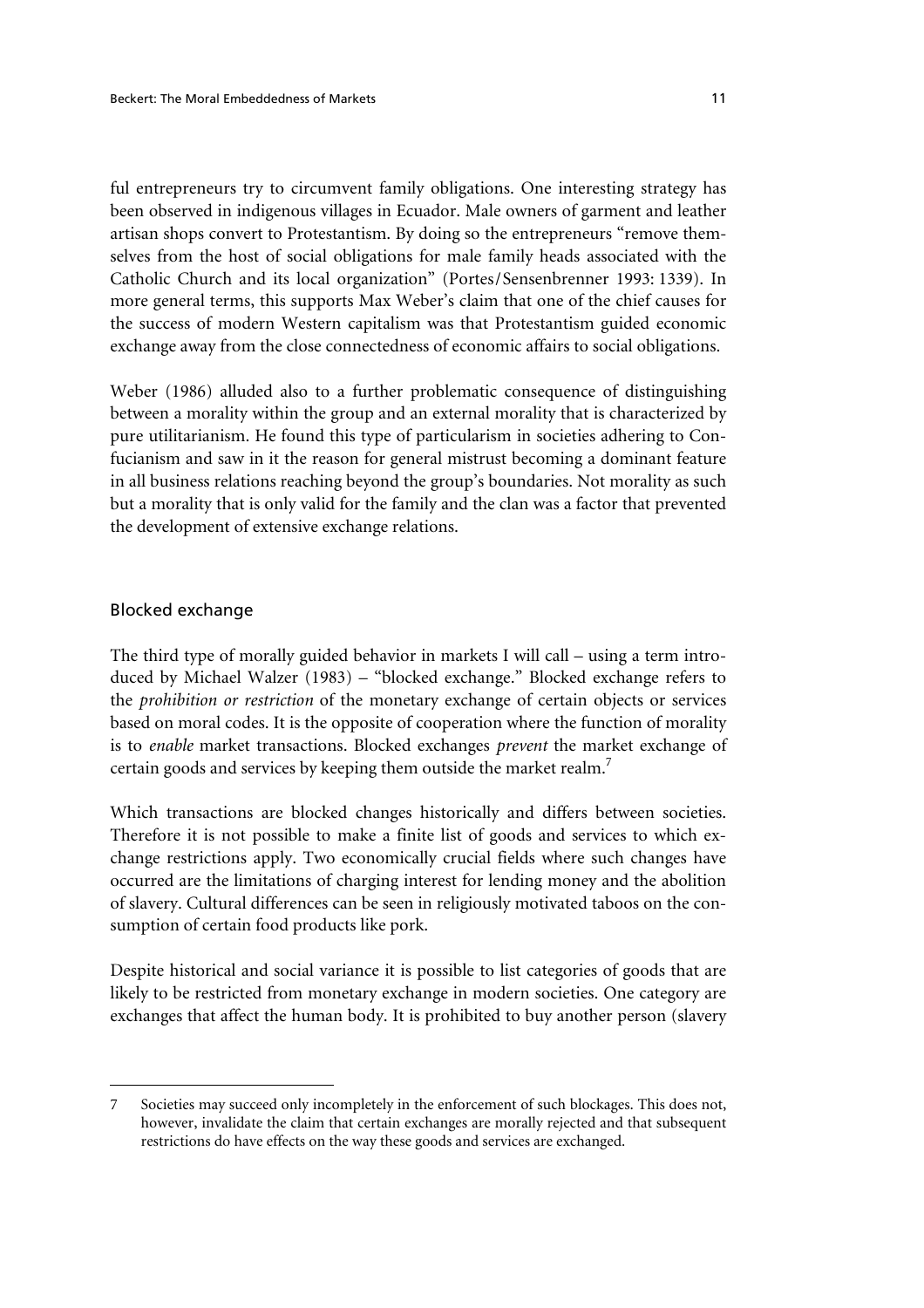ful entrepreneurs try to circumvent family obligations. One interesting strategy has been observed in indigenous villages in Ecuador. Male owners of garment and leather artisan shops convert to Protestantism. By doing so the entrepreneurs "remove themselves from the host of social obligations for male family heads associated with the Catholic Church and its local organization" (Portes/Sensenbrenner 1993: 1339). In more general terms, this supports Max Weber's claim that one of the chief causes for the success of modern Western capitalism was that Protestantism guided economic exchange away from the close connectedness of economic affairs to social obligations.

Weber (1986) alluded also to a further problematic consequence of distinguishing between a morality within the group and an external morality that is characterized by pure utilitarianism. He found this type of particularism in societies adhering to Confucianism and saw in it the reason for general mistrust becoming a dominant feature in all business relations reaching beyond the group's boundaries. Not morality as such but a morality that is only valid for the family and the clan was a factor that prevented the development of extensive exchange relations.

## Blocked exchange

The third type of morally guided behavior in markets I will call – using a term introduced by Michael Walzer (1983) – "blocked exchange." Blocked exchange refers to the *prohibition or restriction* of the monetary exchange of certain objects or services based on moral codes. It is the opposite of cooperation where the function of morality is to *enable* market transactions. Blocked exchanges *prevent* the market exchange of certain goods and services by keeping them outside the market realm.[7]

Which transactions are blocked changes historically and differs between societies. Therefore it is not possible to make a finite list of goods and services to which exchange restrictions apply. Two economically crucial fields where such changes have occurred are the limitations of charging interest for lending money and the abolition of slavery. Cultural differences can be seen in religiously motivated taboos on the consumption of certain food products like pork.

Despite historical and social variance it is possible to list categories of goods that are likely to be restricted from monetary exchange in modern societies. One category are exchanges that affect the human body. It is prohibited to buy another person (slavery

---

7 Societies may succeed only incompletely in the enforcement of such blockages. This does not, however, invalidate the claim that certain exchanges are morally rejected and that subsequent restrictions do have effects on the way these goods and services are exchanged.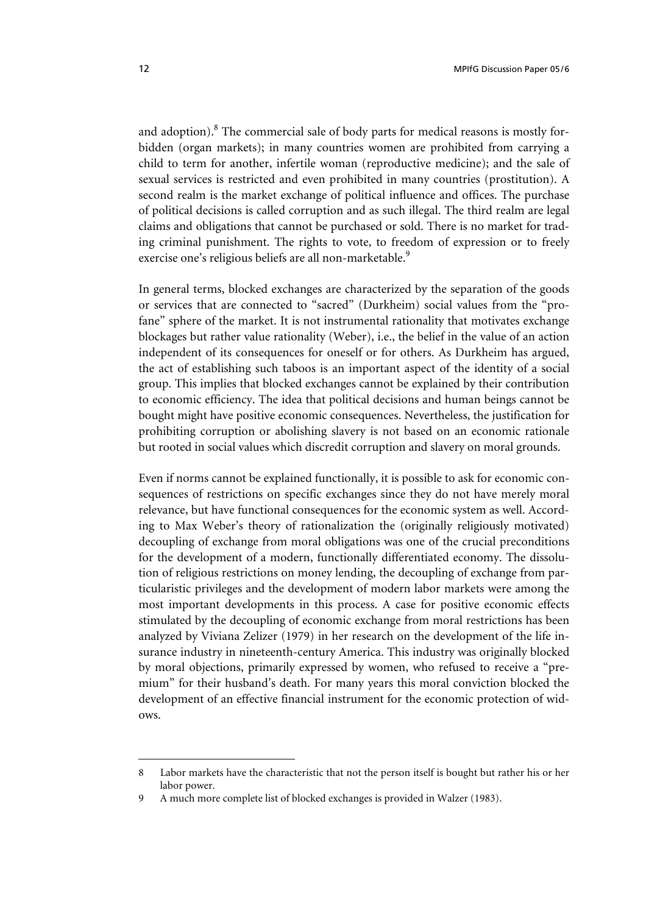and adoption).[8] The commercial sale of body parts for medical reasons is mostly forbidden (organ markets); in many countries women are prohibited from carrying a child to term for another, infertile woman (reproductive medicine); and the sale of sexual services is restricted and even prohibited in many countries (prostitution). A second realm is the market exchange of political influence and offices. The purchase of political decisions is called corruption and as such illegal. The third realm are legal claims and obligations that cannot be purchased or sold. There is no market for trading criminal punishment. The rights to vote, to freedom of expression or to freely exercise one's religious beliefs are all non-marketable.[9]

In general terms, blocked exchanges are characterized by the separation of the goods or services that are connected to "sacred" (Durkheim) social values from the "profane" sphere of the market. It is not instrumental rationality that motivates exchange blockages but rather value rationality (Weber), i.e., the belief in the value of an action independent of its consequences for oneself or for others. As Durkheim has argued, the act of establishing such taboos is an important aspect of the identity of a social group. This implies that blocked exchanges cannot be explained by their contribution to economic efficiency. The idea that political decisions and human beings cannot be bought might have positive economic consequences. Nevertheless, the justification for prohibiting corruption or abolishing slavery is not based on an economic rationale but rooted in social values which discredit corruption and slavery on moral grounds.

Even if norms cannot be explained functionally, it is possible to ask for economic consequences of restrictions on specific exchanges since they do not have merely moral relevance, but have functional consequences for the economic system as well. According to Max Weber's theory of rationalization the (originally religiously motivated) decoupling of exchange from moral obligations was one of the crucial preconditions for the development of a modern, functionally differentiated economy. The dissolution of religious restrictions on money lending, the decoupling of exchange from particularistic privileges and the development of modern labor markets were among the most important developments in this process. A case for positive economic effects stimulated by the decoupling of economic exchange from moral restrictions has been analyzed by Viviana Zelizer (1979) in her research on the development of the life insurance industry in nineteenth-century America. This industry was originally blocked by moral objections, primarily expressed by women, who refused to receive a "premium" for their husband's death. For many years this moral conviction blocked the development of an effective financial instrument for the economic protection of widows.

8 Labor markets have the characteristic that not the person itself is bought but rather his or her labor power.

9 A much more complete list of blocked exchanges is provided in Walzer (1983).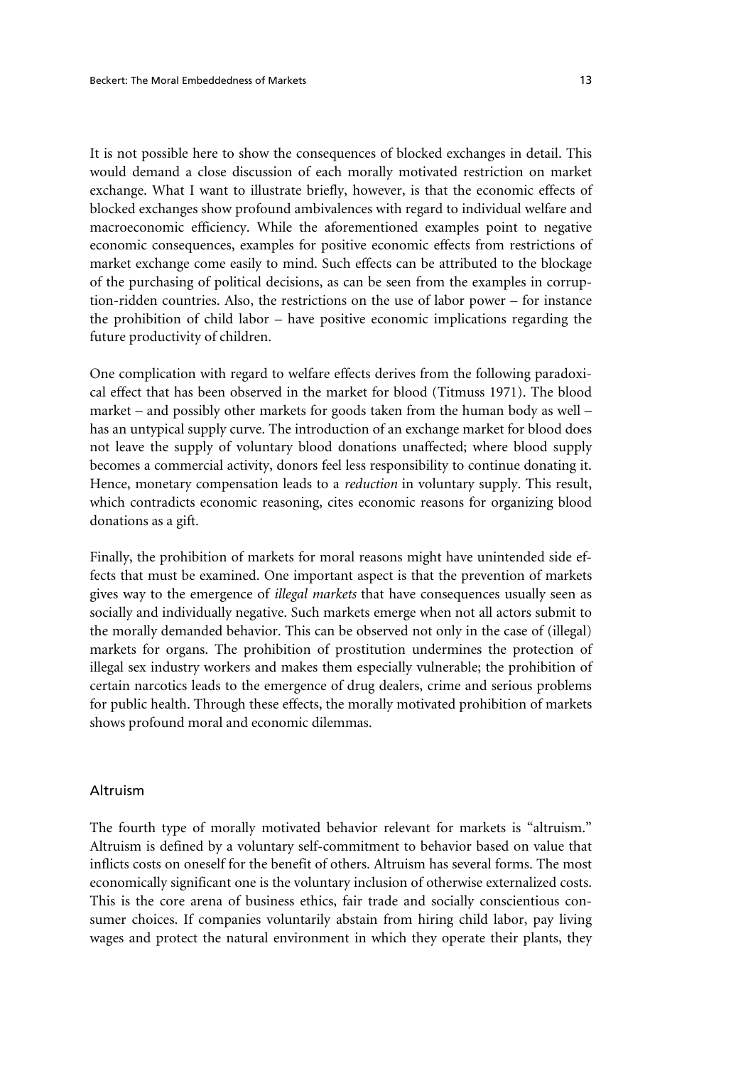It is not possible here to show the consequences of blocked exchanges in detail. This would demand a close discussion of each morally motivated restriction on market exchange. What I want to illustrate briefly, however, is that the economic effects of blocked exchanges show profound ambivalences with regard to individual welfare and macroeconomic efficiency. While the aforementioned examples point to negative economic consequences, examples for positive economic effects from restrictions of market exchange come easily to mind. Such effects can be attributed to the blockage of the purchasing of political decisions, as can be seen from the examples in corruption-ridden countries. Also, the restrictions on the use of labor power – for instance the prohibition of child labor – have positive economic implications regarding the future productivity of children.

One complication with regard to welfare effects derives from the following paradoxical effect that has been observed in the market for blood (Titmuss 1971). The blood market – and possibly other markets for goods taken from the human body as well – has an untypical supply curve. The introduction of an exchange market for blood does not leave the supply of voluntary blood donations unaffected; where blood supply becomes a commercial activity, donors feel less responsibility to continue donating it. Hence, monetary compensation leads to a *reduction* in voluntary supply. This result, which contradicts economic reasoning, cites economic reasons for organizing blood donations as a gift.

Finally, the prohibition of markets for moral reasons might have unintended side effects that must be examined. One important aspect is that the prevention of markets gives way to the emergence of *illegal markets* that have consequences usually seen as socially and individually negative. Such markets emerge when not all actors submit to the morally demanded behavior. This can be observed not only in the case of (illegal) markets for organs. The prohibition of prostitution undermines the protection of illegal sex industry workers and makes them especially vulnerable; the prohibition of certain narcotics leads to the emergence of drug dealers, crime and serious problems for public health. Through these effects, the morally motivated prohibition of markets shows profound moral and economic dilemmas.

## Altruism

The fourth type of morally motivated behavior relevant for markets is "altruism." Altruism is defined by a voluntary self-commitment to behavior based on value that inflicts costs on oneself for the benefit of others. Altruism has several forms. The most economically significant one is the voluntary inclusion of otherwise externalized costs. This is the core arena of business ethics, fair trade and socially conscientious consumer choices. If companies voluntarily abstain from hiring child labor, pay living wages and protect the natural environment in which they operate their plants, they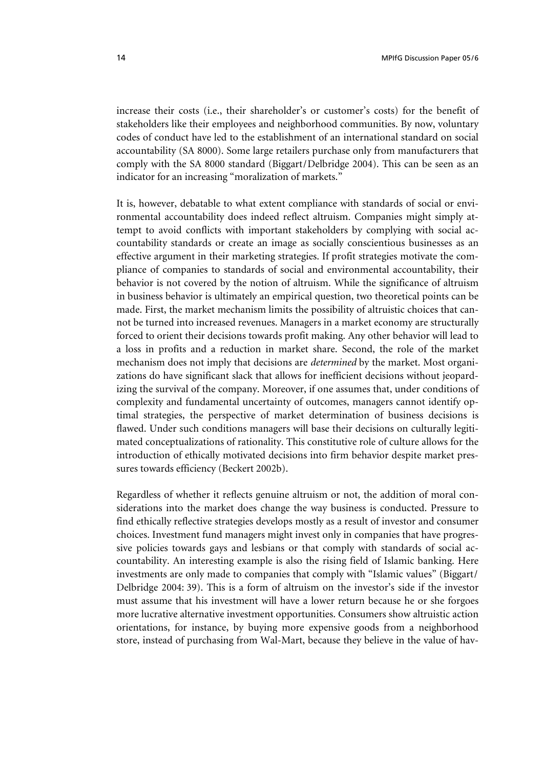increase their costs (i.e., their shareholder's or customer's costs) for the benefit of stakeholders like their employees and neighborhood communities. By now, voluntary codes of conduct have led to the establishment of an international standard on social accountability (SA 8000). Some large retailers purchase only from manufacturers that comply with the SA 8000 standard (Biggart/Delbridge 2004). This can be seen as an indicator for an increasing "moralization of markets."

It is, however, debatable to what extent compliance with standards of social or environmental accountability does indeed reflect altruism. Companies might simply attempt to avoid conflicts with important stakeholders by complying with social accountability standards or create an image as socially conscientious businesses as an effective argument in their marketing strategies. If profit strategies motivate the compliance of companies to standards of social and environmental accountability, their behavior is not covered by the notion of altruism. While the significance of altruism in business behavior is ultimately an empirical question, two theoretical points can be made. First, the market mechanism limits the possibility of altruistic choices that cannot be turned into increased revenues. Managers in a market economy are structurally forced to orient their decisions towards profit making. Any other behavior will lead to a loss in profits and a reduction in market share. Second, the role of the market mechanism does not imply that decisions are *determined* by the market. Most organizations do have significant slack that allows for inefficient decisions without jeopardizing the survival of the company. Moreover, if one assumes that, under conditions of complexity and fundamental uncertainty of outcomes, managers cannot identify optimal strategies, the perspective of market determination of business decisions is flawed. Under such conditions managers will base their decisions on culturally legitimated conceptualizations of rationality. This constitutive role of culture allows for the introduction of ethically motivated decisions into firm behavior despite market pressures towards efficiency (Beckert 2002b).

Regardless of whether it reflects genuine altruism or not, the addition of moral considerations into the market does change the way business is conducted. Pressure to find ethically reflective strategies develops mostly as a result of investor and consumer choices. Investment fund managers might invest only in companies that have progressive policies towards gays and lesbians or that comply with standards of social accountability. An interesting example is also the rising field of Islamic banking. Here investments are only made to companies that comply with "Islamic values" (Biggart/Delbridge 2004: 39). This is a form of altruism on the investor's side if the investor must assume that his investment will have a lower return because he or she forgoes more lucrative alternative investment opportunities. Consumers show altruistic action orientations, for instance, by buying more expensive goods from a neighborhood store, instead of purchasing from Wal-Mart, because they believe in the value of hav-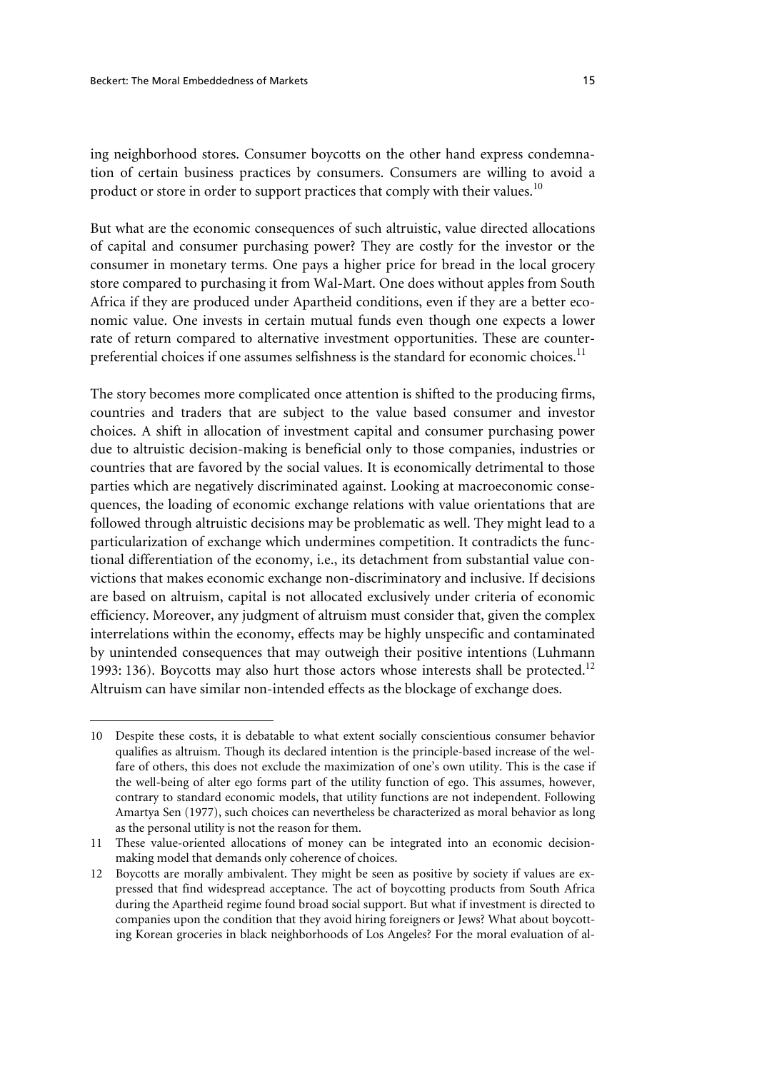ing neighborhood stores. Consumer boycotts on the other hand express condemnation of certain business practices by consumers. Consumers are willing to avoid a product or store in order to support practices that comply with their values.[10]

But what are the economic consequences of such altruistic, value directed allocations of capital and consumer purchasing power? They are costly for the investor or the consumer in monetary terms. One pays a higher price for bread in the local grocery store compared to purchasing it from Wal-Mart. One does without apples from South Africa if they are produced under Apartheid conditions, even if they are a better economic value. One invests in certain mutual funds even though one expects a lower rate of return compared to alternative investment opportunities. These are counter-preferential choices if one assumes selfishness is the standard for economic choices.[11]

The story becomes more complicated once attention is shifted to the producing firms, countries and traders that are subject to the value based consumer and investor choices. A shift in allocation of investment capital and consumer purchasing power due to altruistic decision-making is beneficial only to those companies, industries or countries that are favored by the social values. It is economically detrimental to those parties which are negatively discriminated against. Looking at macroeconomic consequences, the loading of economic exchange relations with value orientations that are followed through altruistic decisions may be problematic as well. They might lead to a particularization of exchange which undermines competition. It contradicts the functional differentiation of the economy, i.e., its detachment from substantial value convictions that makes economic exchange non-discriminatory and inclusive. If decisions are based on altruism, capital is not allocated exclusively under criteria of economic efficiency. Moreover, any judgment of altruism must consider that, given the complex interrelations within the economy, effects may be highly unspecific and contaminated by unintended consequences that may outweigh their positive intentions (Luhmann 1993: 136). Boycotts may also hurt those actors whose interests shall be protected.[12] Altruism can have similar non-intended effects as the blockage of exchange does.

---

10 Despite these costs, it is debatable to what extent socially conscientious consumer behavior qualifies as altruism. Though its declared intention is the principle-based increase of the welfare of others, this does not exclude the maximization of one's own utility. This is the case if the well-being of alter ego forms part of the utility function of ego. This assumes, however, contrary to standard economic models, that utility functions are not independent. Following Amartya Sen (1977), such choices can nevertheless be characterized as moral behavior as long as the personal utility is not the reason for them.

11 These value-oriented allocations of money can be integrated into an economic decision-making model that demands only coherence of choices.

12 Boycotts are morally ambivalent. They might be seen as positive by society if values are expressed that find widespread acceptance. The act of boycotting products from South Africa during the Apartheid regime found broad social support. But what if investment is directed to companies upon the condition that they avoid hiring foreigners or Jews? What about boycotting Korean groceries in black neighborhoods of Los Angeles? For the moral evaluation of al-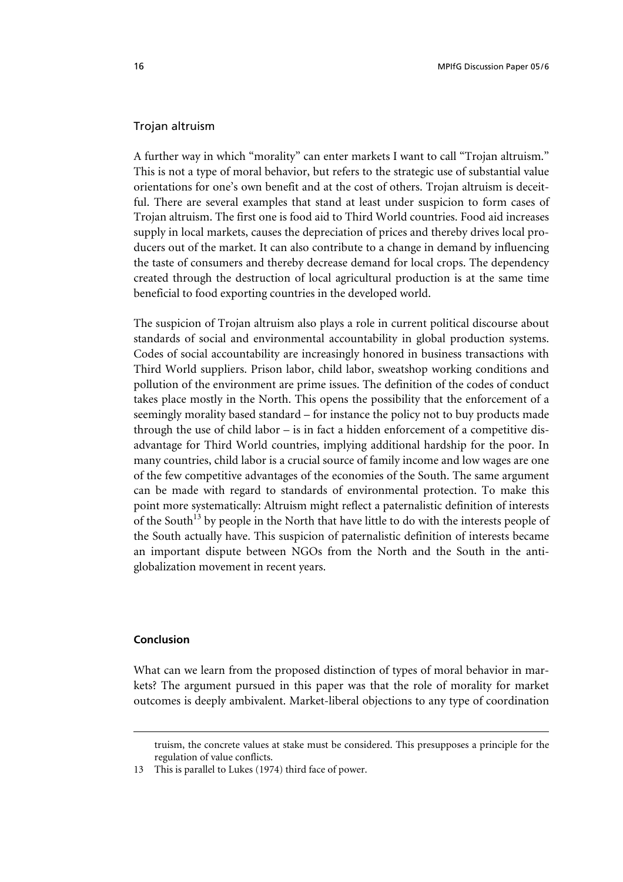### Trojan altruism

A further way in which "morality" can enter markets I want to call "Trojan altruism." This is not a type of moral behavior, but refers to the strategic use of substantial value orientations for one's own benefit and at the cost of others. Trojan altruism is deceitful. There are several examples that stand at least under suspicion to form cases of Trojan altruism. The first one is food aid to Third World countries. Food aid increases supply in local markets, causes the depreciation of prices and thereby drives local producers out of the market. It can also contribute to a change in demand by influencing the taste of consumers and thereby decrease demand for local crops. The dependency created through the destruction of local agricultural production is at the same time beneficial to food exporting countries in the developed world.

The suspicion of Trojan altruism also plays a role in current political discourse about standards of social and environmental accountability in global production systems. Codes of social accountability are increasingly honored in business transactions with Third World suppliers. Prison labor, child labor, sweatshop working conditions and pollution of the environment are prime issues. The definition of the codes of conduct takes place mostly in the North. This opens the possibility that the enforcement of a seemingly morality based standard – for instance the policy not to buy products made through the use of child labor – is in fact a hidden enforcement of a competitive disadvantage for Third World countries, implying additional hardship for the poor. In many countries, child labor is a crucial source of family income and low wages are one of the few competitive advantages of the economies of the South. The same argument can be made with regard to standards of environmental protection. To make this point more systematically: Altruism might reflect a paternalistic definition of interests of the South[13] by people in the North that have little to do with the interests people of the South actually have. This suspicion of paternalistic definition of interests became an important dispute between NGOs from the North and the South in the anti-globalization movement in recent years.

## Conclusion

What can we learn from the proposed distinction of types of moral behavior in markets? The argument pursued in this paper was that the role of morality for market outcomes is deeply ambivalent. Market-liberal objections to any type of coordination

truism, the concrete values at stake must be considered. This presupposes a principle for the regulation of value conflicts.

13 This is parallel to Lukes (1974) third face of power.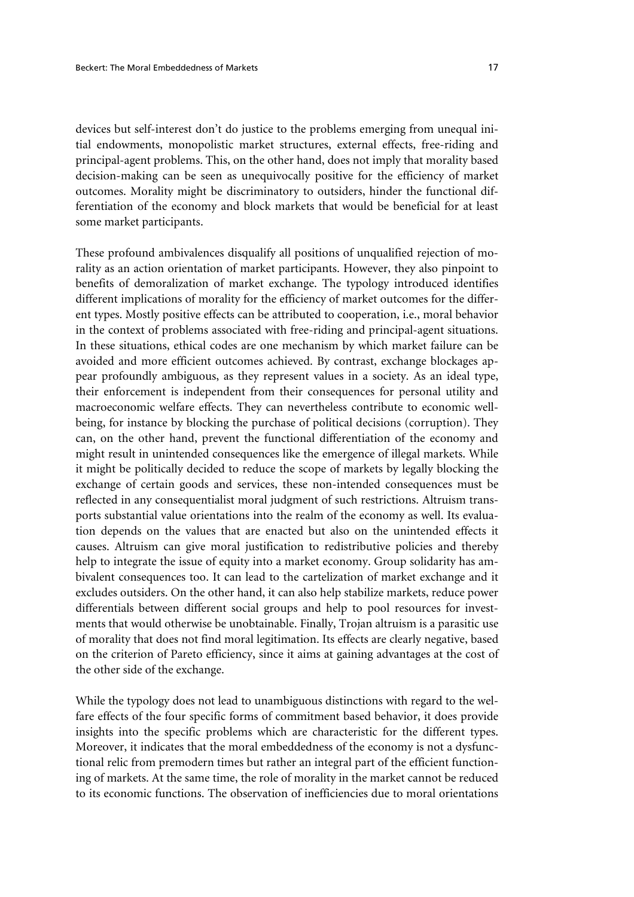devices but self-interest don't do justice to the problems emerging from unequal initial endowments, monopolistic market structures, external effects, free-riding and principal-agent problems. This, on the other hand, does not imply that morality based decision-making can be seen as unequivocally positive for the efficiency of market outcomes. Morality might be discriminatory to outsiders, hinder the functional differentiation of the economy and block markets that would be beneficial for at least some market participants.

These profound ambivalences disqualify all positions of unqualified rejection of morality as an action orientation of market participants. However, they also pinpoint to benefits of demoralization of market exchange. The typology introduced identifies different implications of morality for the efficiency of market outcomes for the different types. Mostly positive effects can be attributed to cooperation, i.e., moral behavior in the context of problems associated with free-riding and principal-agent situations. In these situations, ethical codes are one mechanism by which market failure can be avoided and more efficient outcomes achieved. By contrast, exchange blockages appear profoundly ambiguous, as they represent values in a society. As an ideal type, their enforcement is independent from their consequences for personal utility and macroeconomic welfare effects. They can nevertheless contribute to economic well-being, for instance by blocking the purchase of political decisions (corruption). They can, on the other hand, prevent the functional differentiation of the economy and might result in unintended consequences like the emergence of illegal markets. While it might be politically decided to reduce the scope of markets by legally blocking the exchange of certain goods and services, these non-intended consequences must be reflected in any consequentialist moral judgment of such restrictions. Altruism transports substantial value orientations into the realm of the economy as well. Its evaluation depends on the values that are enacted but also on the unintended effects it causes. Altruism can give moral justification to redistributive policies and thereby help to integrate the issue of equity into a market economy. Group solidarity has ambivalent consequences too. It can lead to the cartelization of market exchange and it excludes outsiders. On the other hand, it can also help stabilize markets, reduce power differentials between different social groups and help to pool resources for investments that would otherwise be unobtainable. Finally, Trojan altruism is a parasitic use of morality that does not find moral legitimation. Its effects are clearly negative, based on the criterion of Pareto efficiency, since it aims at gaining advantages at the cost of the other side of the exchange.

While the typology does not lead to unambiguous distinctions with regard to the welfare effects of the four specific forms of commitment based behavior, it does provide insights into the specific problems which are characteristic for the different types. Moreover, it indicates that the moral embeddedness of the economy is not a dysfunctional relic from premodern times but rather an integral part of the efficient functioning of markets. At the same time, the role of morality in the market cannot be reduced to its economic functions. The observation of inefficiencies due to moral orientations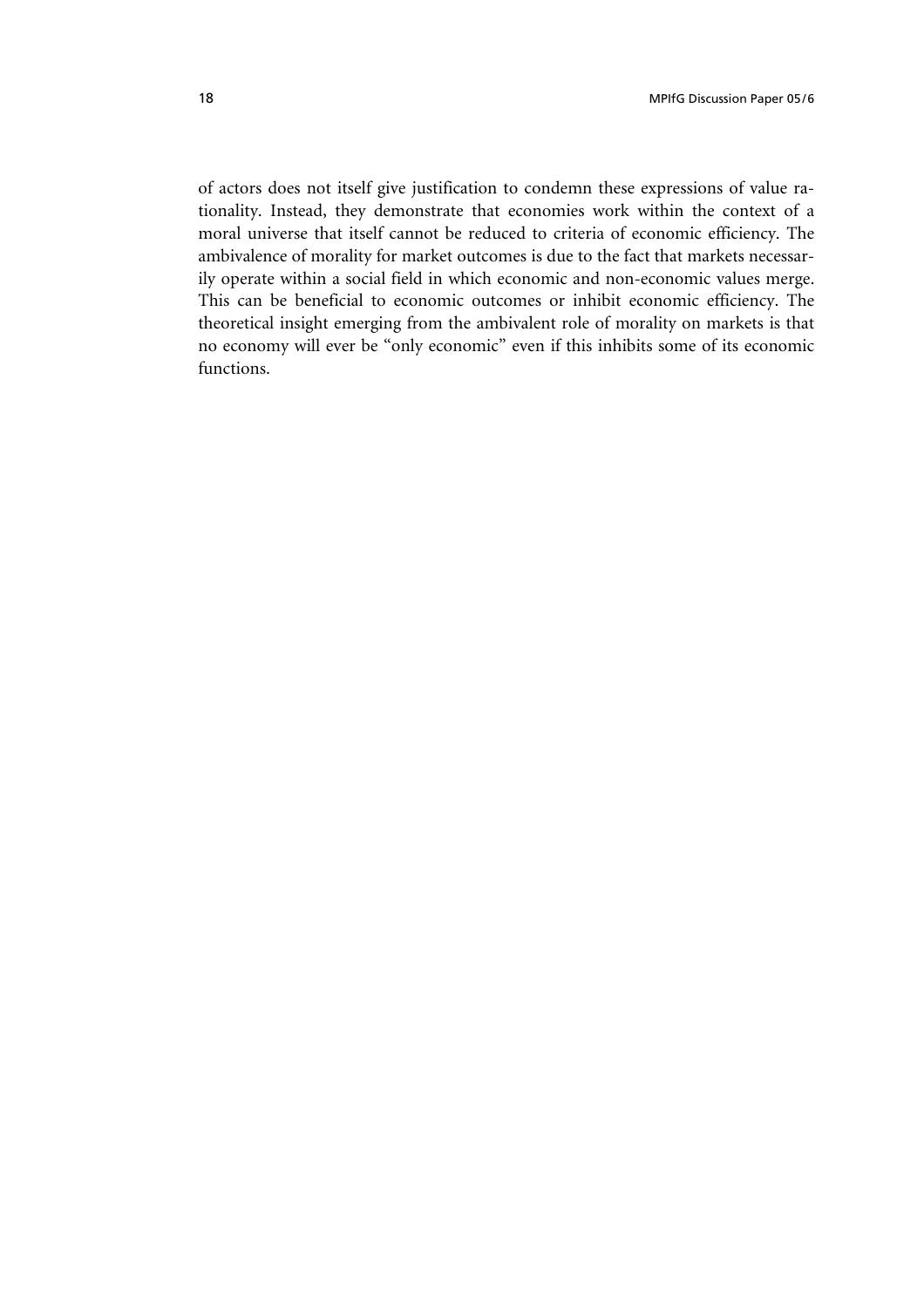of actors does not itself give justification to condemn these expressions of value rationality. Instead, they demonstrate that economies work within the context of a moral universe that itself cannot be reduced to criteria of economic efficiency. The ambivalence of morality for market outcomes is due to the fact that markets necessarily operate within a social field in which economic and non-economic values merge. This can be beneficial to economic outcomes or inhibit economic efficiency. The theoretical insight emerging from the ambivalent role of morality on markets is that no economy will ever be "only economic" even if this inhibits some of its economic functions.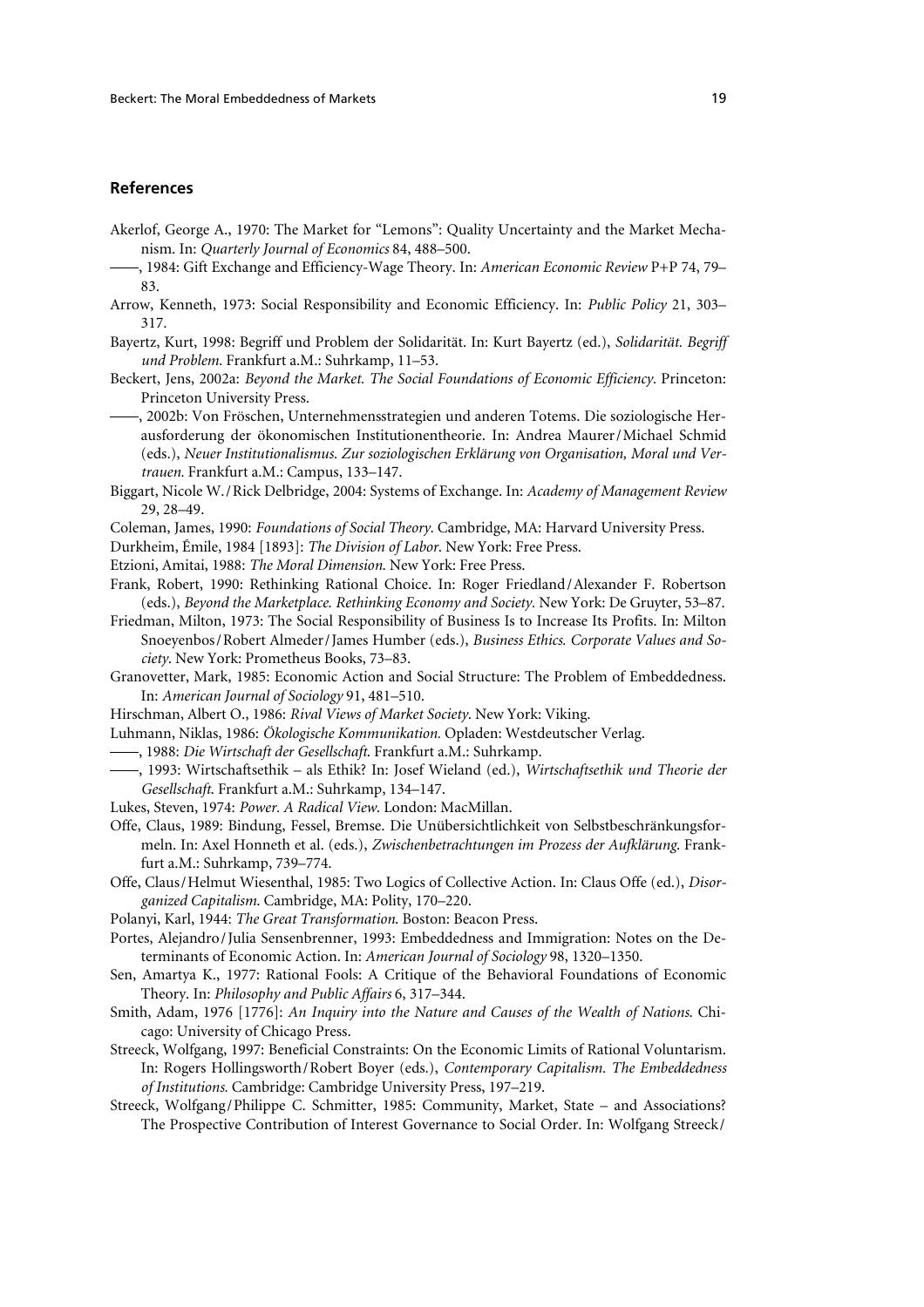## References

Akerlof, George A., 1970: The Market for "Lemons": Quality Uncertainty and the Market Mechanism. In: *Quarterly Journal of Economics* 84, 488–500.

——, 1984: Gift Exchange and Efficiency-Wage Theory. In: *American Economic Review* P+P 74, 79–83.

Arrow, Kenneth, 1973: Social Responsibility and Economic Efficiency. In: *Public Policy* 21, 303–317.

Bayertz, Kurt, 1998: Begriff und Problem der Solidarität. In: Kurt Bayertz (ed.), *Solidarität. Begriff und Problem.* Frankfurt a.M.: Suhrkamp, 11–53.

Beckert, Jens, 2002a: *Beyond the Market. The Social Foundations of Economic Efficiency.* Princeton: Princeton University Press.

——, 2002b: Von Fröschen, Unternehmensstrategien und anderen Totems. Die soziologische Herausforderung der ökonomischen Institutionentheorie. In: Andrea Maurer/Michael Schmid (eds.), *Neuer Institutionalismus. Zur soziologischen Erklärung von Organisation, Moral und Vertrauen.* Frankfurt a.M.: Campus, 133–147.

Biggart, Nicole W./Rick Delbridge, 2004: Systems of Exchange. In: *Academy of Management Review* 29, 28–49.

Coleman, James, 1990: *Foundations of Social Theory*. Cambridge, MA: Harvard University Press.

Durkheim, Émile, 1984 [1893]: *The Division of Labor*. New York: Free Press.

Etzioni, Amitai, 1988: *The Moral Dimension*. New York: Free Press.

Frank, Robert, 1990: Rethinking Rational Choice. In: Roger Friedland/Alexander F. Robertson (eds.), *Beyond the Marketplace. Rethinking Economy and Society*. New York: De Gruyter, 53–87.

Friedman, Milton, 1973: The Social Responsibility of Business Is to Increase Its Profits. In: Milton Snoeyenbos/Robert Almeder/James Humber (eds.), *Business Ethics. Corporate Values and Society*. New York: Prometheus Books, 73–83.

Granovetter, Mark, 1985: Economic Action and Social Structure: The Problem of Embeddedness. In: *American Journal of Sociology* 91, 481–510.

Hirschman, Albert O., 1986: *Rival Views of Market Society*. New York: Viking.

Luhmann, Niklas, 1986: *Ökologische Kommunikation.* Opladen: Westdeutscher Verlag.

——, 1988: *Die Wirtschaft der Gesellschaft*. Frankfurt a.M.: Suhrkamp.

——, 1993: Wirtschaftsethik – als Ethik? In: Josef Wieland (ed.), *Wirtschaftsethik und Theorie der Gesellschaft.* Frankfurt a.M.: Suhrkamp, 134–147.

Lukes, Steven, 1974: *Power. A Radical View*. London: MacMillan.

Offe, Claus, 1989: Bindung, Fessel, Bremse. Die Unübersichtlichkeit von Selbstbeschränkungsformeln. In: Axel Honneth et al. (eds.), *Zwischenbetrachtungen im Prozess der Aufklärung*. Frankfurt a.M.: Suhrkamp, 739–774.

Offe, Claus/Helmut Wiesenthal, 1985: Two Logics of Collective Action. In: Claus Offe (ed.), *Disorganized Capitalism*. Cambridge, MA: Polity, 170–220.

Polanyi, Karl, 1944: *The Great Transformation*. Boston: Beacon Press.

Portes, Alejandro/Julia Sensenbrenner, 1993: Embeddedness and Immigration: Notes on the Determinants of Economic Action. In: *American Journal of Sociology* 98, 1320–1350.

Sen, Amartya K., 1977: Rational Fools: A Critique of the Behavioral Foundations of Economic Theory. In: *Philosophy and Public Affairs* 6, 317–344.

Smith, Adam, 1976 [1776]: *An Inquiry into the Nature and Causes of the Wealth of Nations*. Chicago: University of Chicago Press.

Streeck, Wolfgang, 1997: Beneficial Constraints: On the Economic Limits of Rational Voluntarism. In: Rogers Hollingsworth/Robert Boyer (eds.), *Contemporary Capitalism. The Embeddedness of Institutions.* Cambridge: Cambridge University Press, 197–219.

Streeck, Wolfgang/Philippe C. Schmitter, 1985: Community, Market, State – and Associations? The Prospective Contribution of Interest Governance to Social Order. In: Wolfgang Streeck/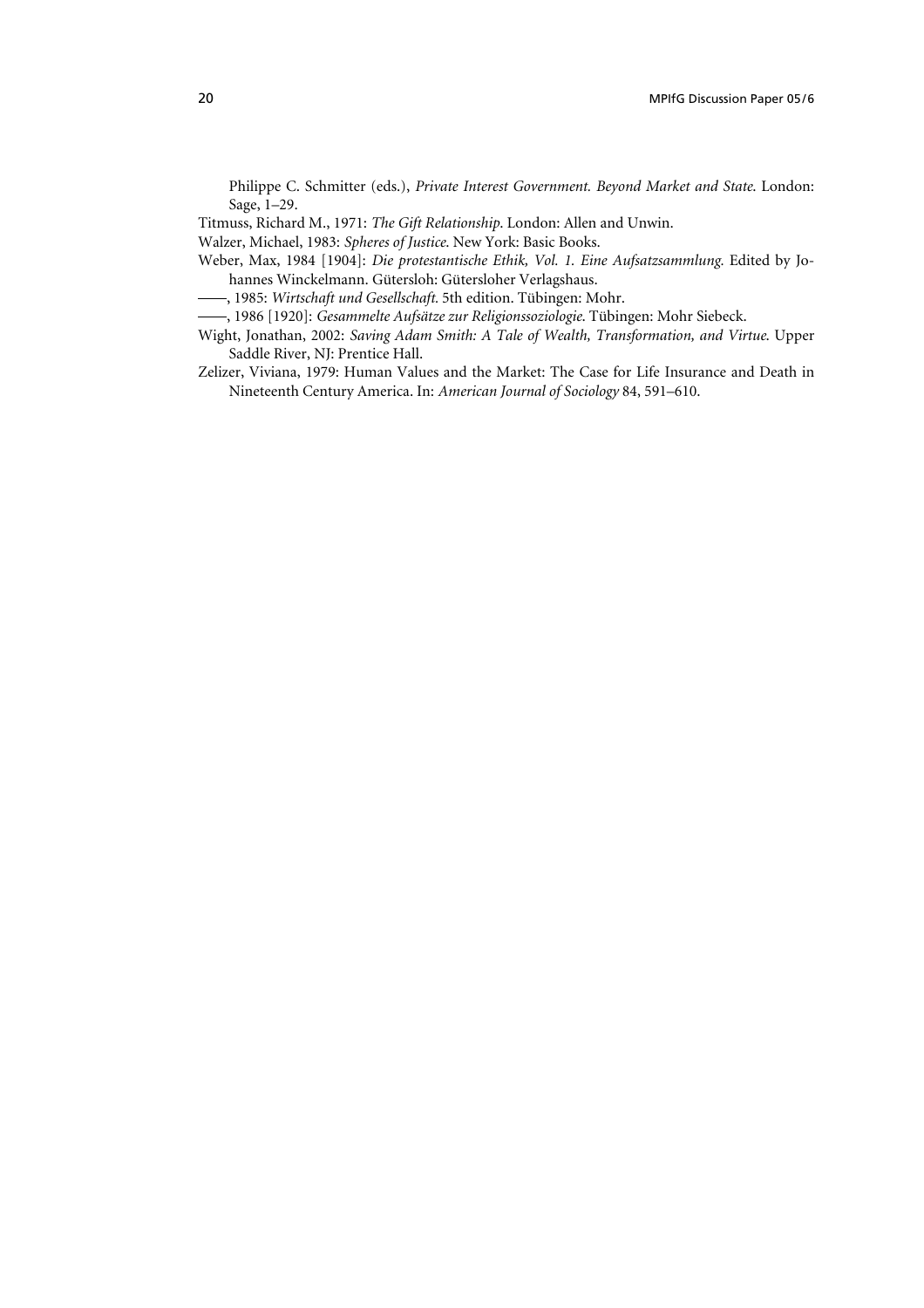Philippe C. Schmitter (eds.), *Private Interest Government. Beyond Market and State*. London: Sage, 1–29.

Titmuss, Richard M., 1971: *The Gift Relationship*. London: Allen and Unwin.

Walzer, Michael, 1983: *Spheres of Justice*. New York: Basic Books.

Weber, Max, 1984 [1904]: *Die protestantische Ethik, Vol. 1. Eine Aufsatzsammlung.* Edited by Johannes Winckelmann. Gütersloh: Gütersloher Verlagshaus.

——, 1985: *Wirtschaft und Gesellschaft.* 5th edition. Tübingen: Mohr.

——, 1986 [1920]: *Gesammelte Aufsätze zur Religionssoziologie*. Tübingen: Mohr Siebeck.

Wight, Jonathan, 2002: *Saving Adam Smith: A Tale of Wealth, Transformation, and Virtue*. Upper Saddle River, NJ: Prentice Hall.

Zelizer, Viviana, 1979: Human Values and the Market: The Case for Life Insurance and Death in Nineteenth Century America. In: *American Journal of Sociology* 84, 591–610.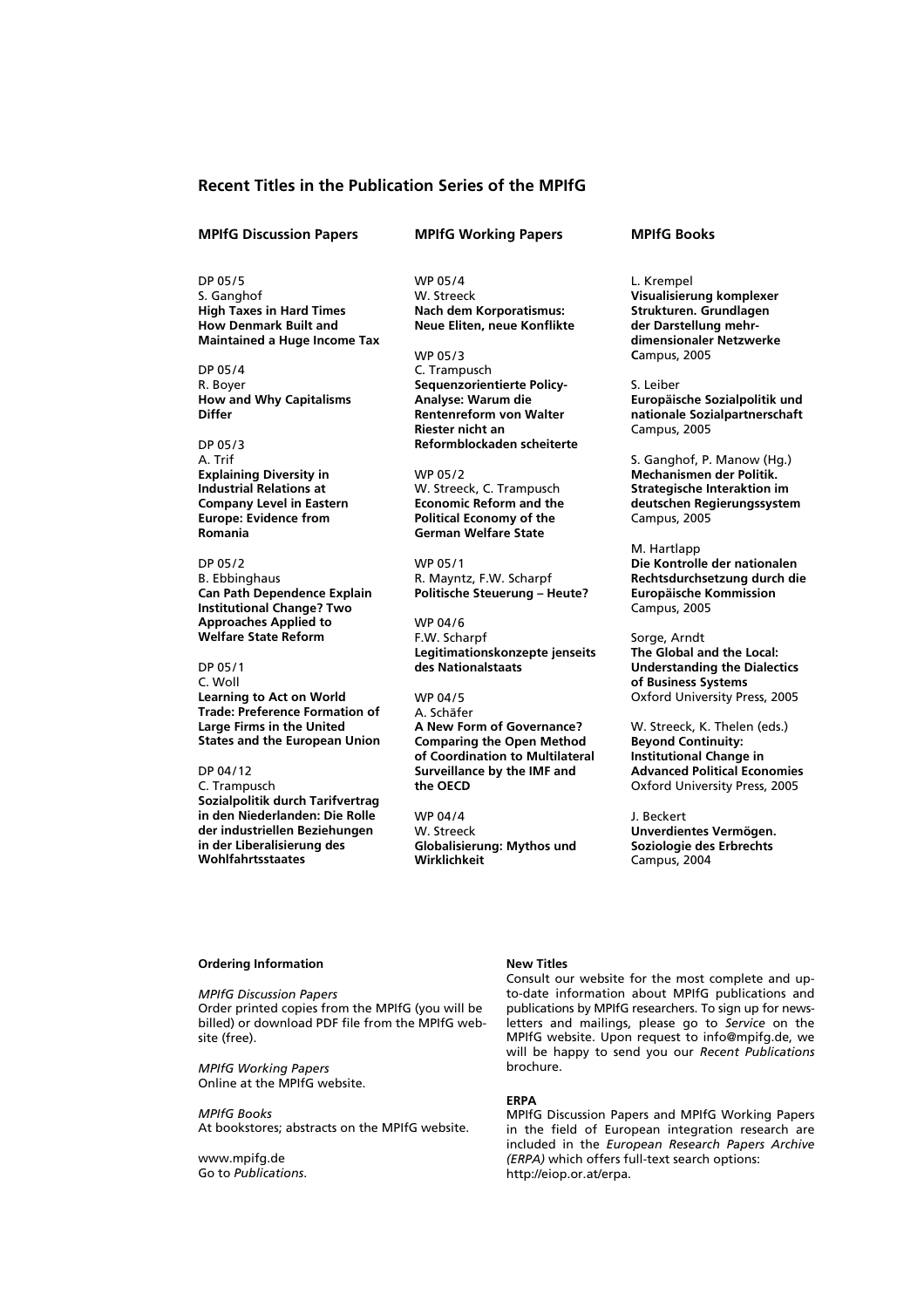## Recent Titles in the Publication Series of the MPIfG

### MPIfG Discussion Papers

DP 05/5
S. Ganghof
**High Taxes in Hard Times How Denmark Built and Maintained a Huge Income Tax**

DP 05/4
R. Boyer
**How and Why Capitalisms Differ**

DP 05/3
A. Trif
**Explaining Diversity in Industrial Relations at Company Level in Eastern Europe: Evidence from Romania**

DP 05/2
B. Ebbinghaus
**Can Path Dependence Explain Institutional Change? Two Approaches Applied to Welfare State Reform**

DP 05/1
C. Woll
**Learning to Act on World Trade: Preference Formation of Large Firms in the United States and the European Union**

DP 04/12
C. Trampusch
**Sozialpolitik durch Tarifvertrag in den Niederlanden: Die Rolle der industriellen Beziehungen in der Liberalisierung des Wohlfahrtsstaates**

### MPIfG Working Papers

WP 05/4
W. Streeck
**Nach dem Korporatismus: Neue Eliten, neue Konflikte**

WP 05/3
C. Trampusch
**Sequenzorientierte Policy-Analyse: Warum die Rentenreform von Walter Riester nicht an Reformblockaden scheiterte**

WP 05/2
W. Streeck, C. Trampusch
**Economic Reform and the Political Economy of the German Welfare State**

WP 05/1
R. Mayntz, F.W. Scharpf
**Politische Steuerung – Heute?**

WP 04/6
F.W. Scharpf
**Legitimationskonzepte jenseits des Nationalstaats**

WP 04/5
A. Schäfer
**A New Form of Governance? Comparing the Open Method of Coordination to Multilateral Surveillance by the IMF and the OECD**

WP 04/4
W. Streeck
**Globalisierung: Mythos und Wirklichkeit**

### MPIfG Books

L. Krempel
**Visualisierung komplexer Strukturen. Grundlagen der Darstellung mehrdimensionaler Netzwerke**
Campus, 2005

S. Leiber
**Europäische Sozialpolitik und nationale Sozialpartnerschaft**
Campus, 2005

S. Ganghof, P. Manow (Hg.)
**Mechanismen der Politik. Strategische Interaktion im deutschen Regierungssystem**
Campus, 2005

M. Hartlapp
**Die Kontrolle der nationalen Rechtsdurchsetzung durch die Europäische Kommission**
Campus, 2005

Sorge, Arndt
**The Global and the Local: Understanding the Dialectics of Business Systems**
Oxford University Press, 2005

W. Streeck, K. Thelen (eds.)
**Beyond Continuity: Institutional Change in Advanced Political Economies**
Oxford University Press, 2005

J. Beckert
**Unverdientes Vermögen. Soziologie des Erbrechts**
Campus, 2004

#### Ordering Information

*MPIfG Discussion Papers*
Order printed copies from the MPIfG (you will be billed) or download PDF file from the MPIfG website (free).

*MPIfG Working Papers*
Online at the MPIfG website.

*MPIfG Books*
At bookstores; abstracts on the MPIfG website.

www.mpifg.de
Go to *Publications*.

#### New Titles

Consult our website for the most complete and up-to-date information about MPIfG publications and publications by MPIfG researchers. To sign up for newsletters and mailings, please go to *Service* on the MPIfG website. Upon request to info@mpifg.de, we will be happy to send you our *Recent Publications* brochure.

#### ERPA

MPIfG Discussion Papers and MPIfG Working Papers in the field of European integration research are included in the *European Research Papers Archive (ERPA)* which offers full-text search options: http://eiop.or.at/erpa.